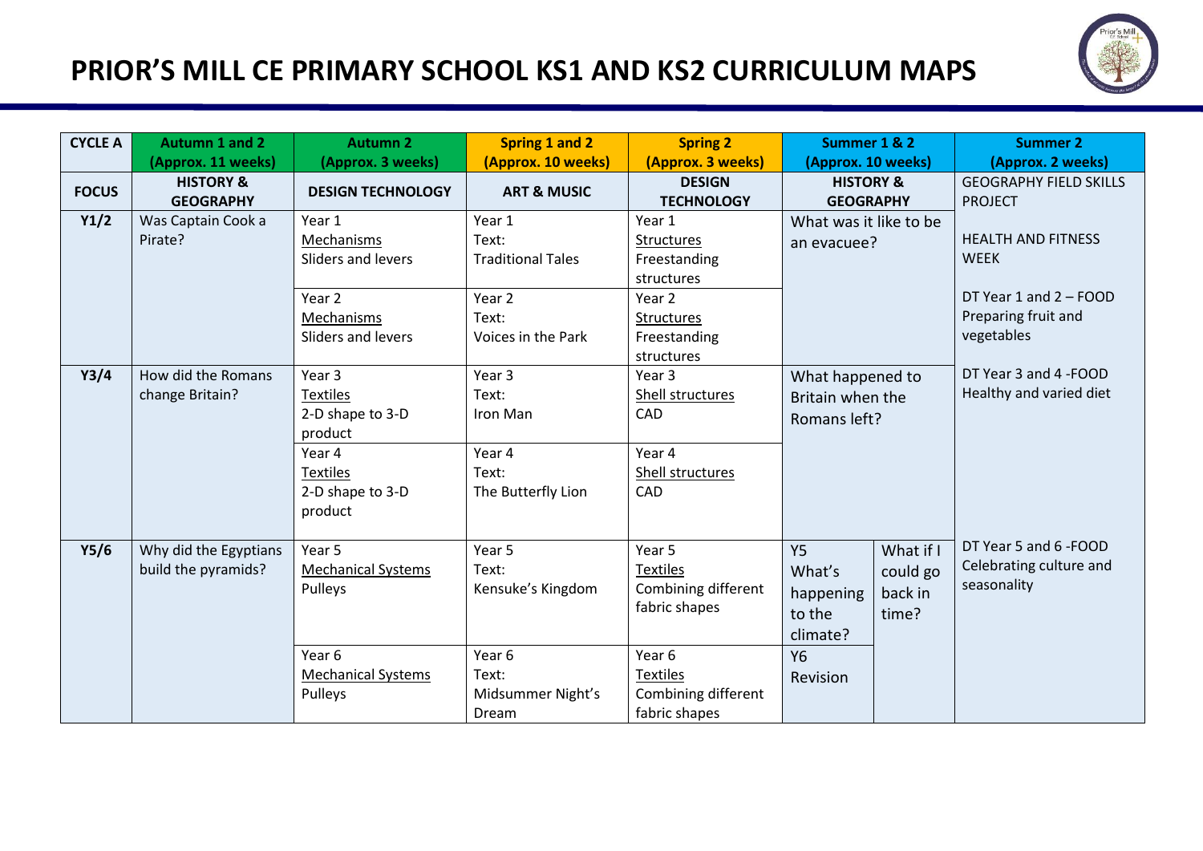# PRIOR'S MILL CE PRIMARY SCHOOL KS1 AND KS2 CURRICULUM MAPS

| CYCLE A | Autumn 1 and 2 (Approx. 11 weeks) | Autumn 2 (Approx. 3 weeks) | Spring 1 and 2 (Approx. 10 weeks) | Spring 2 (Approx. 3 weeks) | Summer 1 & 2 (Approx. 10 weeks) | | Summer 2 (Approx. 2 weeks) |
|---|---|---|---|---|---|---|---|
| FOCUS | HISTORY & GEOGRAPHY | DESIGN TECHNOLOGY | ART & MUSIC | DESIGN TECHNOLOGY | HISTORY & GEOGRAPHY | | GEOGRAPHY FIELD SKILLS PROJECT<br><br>HEALTH AND FITNESS WEEK |
| Y1/2 | Was Captain Cook a Pirate? | Year 1<br>Mechanisms<br>Sliders and levers | Year 1<br>Text:<br>Traditional Tales | Year 1<br>Structures<br>Freestanding structures | What was it like to be an evacuee? | | DT Year 1 and 2 – FOOD<br>Preparing fruit and vegetables |
| | | Year 2<br>Mechanisms<br>Sliders and levers | Year 2<br>Text:<br>Voices in the Park | Year 2<br>Structures<br>Freestanding structures | | | |
| Y3/4 | How did the Romans change Britain? | Year 3<br>Textiles<br>2-D shape to 3-D product | Year 3<br>Text:<br>Iron Man | Year 3<br>Shell structures<br>CAD | What happened to Britain when the Romans left? | | DT Year 3 and 4 -FOOD<br>Healthy and varied diet |
| | | Year 4<br>Textiles<br>2-D shape to 3-D product | Year 4<br>Text:<br>The Butterfly Lion | Year 4<br>Shell structures<br>CAD | | | |
| Y5/6 | Why did the Egyptians build the pyramids? | Year 5<br>Mechanical Systems<br>Pulleys | Year 5<br>Text:<br>Kensuke's Kingdom | Year 5<br>Textiles<br>Combining different fabric shapes | Y5<br>What's happening to the climate? | What if I could go back in time? | DT Year 5 and 6 -FOOD<br>Celebrating culture and seasonality |
| | | Year 6<br>Mechanical Systems<br>Pulleys | Year 6<br>Text:<br>Midsummer Night's Dream | Year 6<br>Textiles<br>Combining different fabric shapes | Y6<br>Revision | | |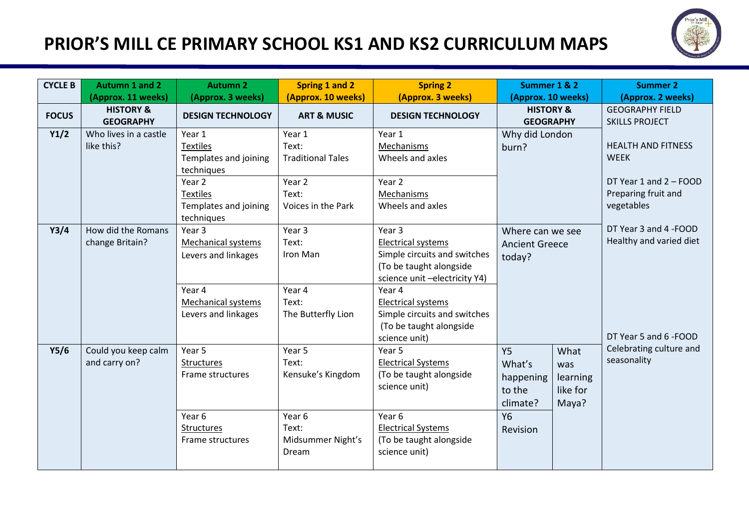# PRIOR'S MILL CE PRIMARY SCHOOL KS1 AND KS2 CURRICULUM MAPS

| CYCLE B | Autumn 1 and 2 (Approx. 11 weeks) | Autumn 2 (Approx. 3 weeks) | Spring 1 and 2 (Approx. 10 weeks) | Spring 2 (Approx. 3 weeks) | Summer 1 & 2 (Approx. 10 weeks) | | Summer 2 (Approx. 2 weeks) |
|---|---|---|---|---|---|---|---|
| **FOCUS** | **HISTORY & GEOGRAPHY** | **DESIGN TECHNOLOGY** | **ART & MUSIC** | **DESIGN TECHNOLOGY** | **HISTORY & GEOGRAPHY** | | GEOGRAPHY FIELD SKILLS PROJECT<br><br>HEALTH AND FITNESS WEEK |
| **Y1/2** | Who lives in a castle like this? | Year 1<br>Textiles<br>Templates and joining techniques | Year 1<br>Text:<br>Traditional Tales | Year 1<br>Mechanisms<br>Wheels and axles | Why did London burn? | | DT Year 1 and 2 – FOOD<br>Preparing fruit and vegetables |
| | | Year 2<br>Textiles<br>Templates and joining techniques | Year 2<br>Text:<br>Voices in the Park | Year 2<br>Mechanisms<br>Wheels and axles | | | |
| **Y3/4** | How did the Romans change Britain? | Year 3<br>Mechanical systems<br>Levers and linkages | Year 3<br>Text:<br>Iron Man | Year 3<br>Electrical systems<br>Simple circuits and switches<br>(To be taught alongside science unit –electricity Y4) | Where can we see Ancient Greece today? | | DT Year 3 and 4 -FOOD<br>Healthy and varied diet |
| | | Year 4<br>Mechanical systems<br>Levers and linkages | Year 4<br>Text:<br>The Butterfly Lion | Year 4<br>Electrical systems<br>Simple circuits and switches<br>(To be taught alongside science unit) | | | DT Year 5 and 6 -FOOD<br>Celebrating culture and seasonality |
| **Y5/6** | Could you keep calm and carry on? | Year 5<br>Structures<br>Frame structures | Year 5<br>Text:<br>Kensuke's Kingdom | Year 5<br>Electrical Systems<br>(To be taught alongside science unit) | Y5<br>What's happening to the climate? | What was learning like for Maya? | |
| | | Year 6<br>Structures<br>Frame structures | Year 6<br>Text:<br>Midsummer Night's Dream | Year 6<br>Electrical Systems<br>(To be taught alongside science unit) | Y6<br>Revision | | |